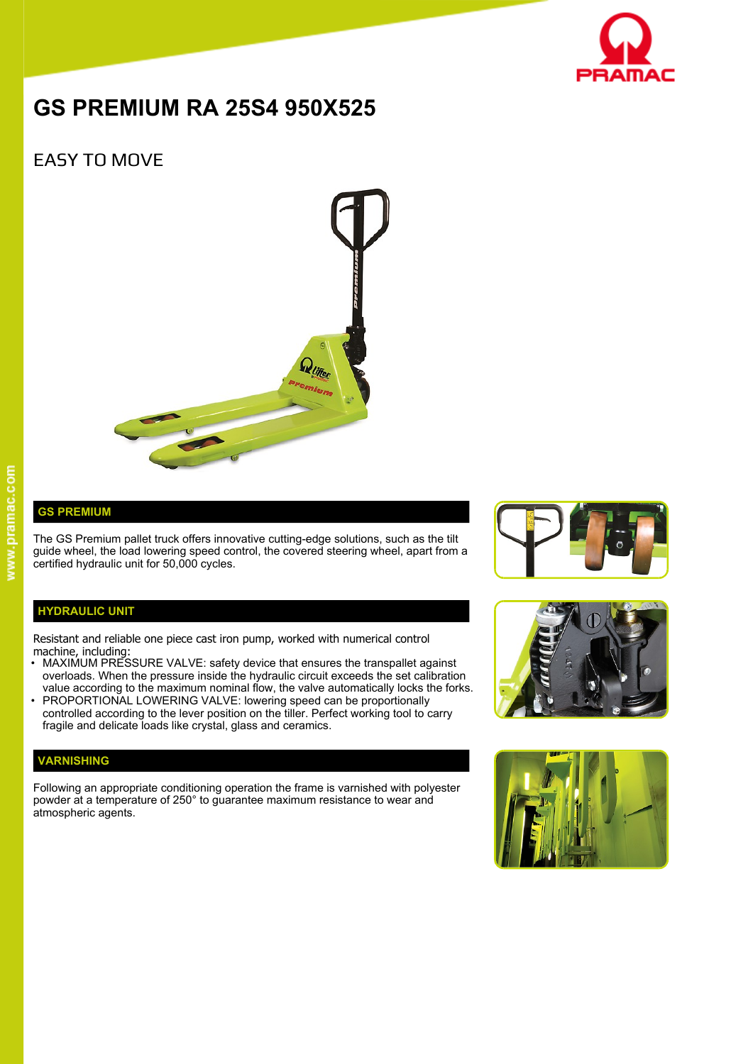# GS PREMIUM RA 25S4 950X525

## EASY TO MOVE

### GS PREMIUM

The GS Premium pallet truck offers innovative cutting-edge solutions, such as the tilt guide wheel, the load lowering speed control, the covered steering wheel, apart from a certified hydraulic unit for 50,000 cycles.

### HYDRAULIC UNIT

Resistant and reliable one piece cast iron pump, worked with numerical control machine, including:

- MAXIMUM PRESSURE VALVE: safety device that ensures the transpallet against overloads. When the pressure inside the hydraulic circuit exceeds the set calibration value according to the maximum nominal flow, the valve automatically locks the forks.
- PROPORTIONAL LOWERING VALVE: lowering speed can be proportionally controlled according to the lever position on the tiller. Perfect working tool to carry fragile and delicate loads like crystal, glass and ceramics.

### VARNISHING

Following an appropriate conditioning operation the frame is varnished with polyester powder at a temperature of 250° to guarantee maximum resistance to wear and atmospheric agents.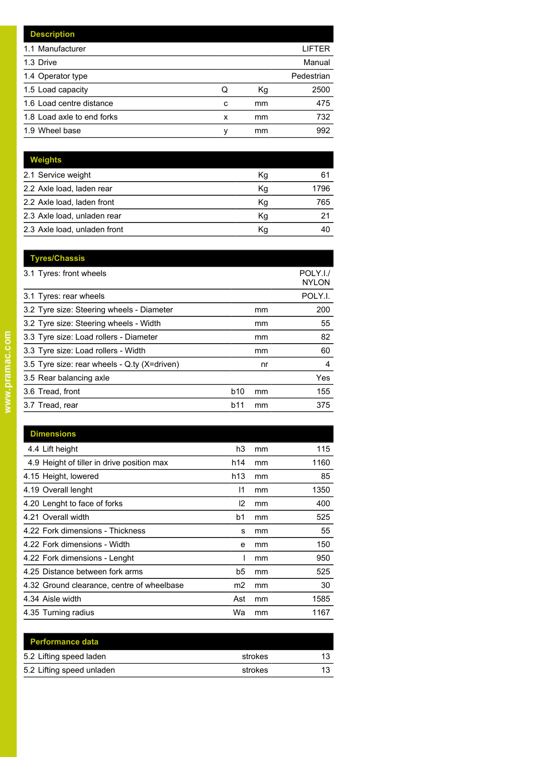| Description | | | |
|---|---|---|---|
| 1.1 Manufacturer | | | LIFTER |
| 1.3 Drive | | | Manual |
| 1.4 Operator type | | | Pedestrian |
| 1.5 Load capacity | Q | Kg | 2500 |
| 1.6 Load centre distance | c | mm | 475 |
| 1.8 Load axle to end forks | x | mm | 732 |
| 1.9 Wheel base | y | mm | 992 |

| Weights | | | |
|---|---|---|---|
| 2.1 Service weight | | Kg | 61 |
| 2.2 Axle load, laden rear | | Kg | 1796 |
| 2.2 Axle load, laden front | | Kg | 765 |
| 2.3 Axle load, unladen rear | | Kg | 21 |
| 2.3 Axle load, unladen front | | Kg | 40 |

| Tyres/Chassis | | | |
|---|---|---|---|
| 3.1 Tyres: front wheels | | | POLY.I./ NYLON |
| 3.1 Tyres: rear wheels | | | POLY.I. |
| 3.2 Tyre size: Steering wheels - Diameter | | mm | 200 |
| 3.2 Tyre size: Steering wheels - Width | | mm | 55 |
| 3.3 Tyre size: Load rollers - Diameter | | mm | 82 |
| 3.3 Tyre size: Load rollers - Width | | mm | 60 |
| 3.5 Tyre size: rear wheels - Q.ty (X=driven) | | nr | 4 |
| 3.5 Rear balancing axle | | | Yes |
| 3.6 Tread, front | b10 | mm | 155 |
| 3.7 Tread, rear | b11 | mm | 375 |

| Dimensions | | | |
|---|---|---|---|
| 4.4 Lift height | h3 | mm | 115 |
| 4.9 Height of tiller in drive position max | h14 | mm | 1160 |
| 4.15 Height, lowered | h13 | mm | 85 |
| 4.19 Overall lenght | l1 | mm | 1350 |
| 4.20 Lenght to face of forks | l2 | mm | 400 |
| 4.21 Overall width | b1 | mm | 525 |
| 4.22 Fork dimensions - Thickness | s | mm | 55 |
| 4.22 Fork dimensions - Width | e | mm | 150 |
| 4.22 Fork dimensions - Lenght | l | mm | 950 |
| 4.25 Distance between fork arms | b5 | mm | 525 |
| 4.32 Ground clearance, centre of wheelbase | m2 | mm | 30 |
| 4.34 Aisle width | Ast | mm | 1585 |
| 4.35 Turning radius | Wa | mm | 1167 |

| Performance data | | |
|---|---|---|
| 5.2 Lifting speed laden | strokes | 13 |
| 5.2 Lifting speed unladen | strokes | 13 |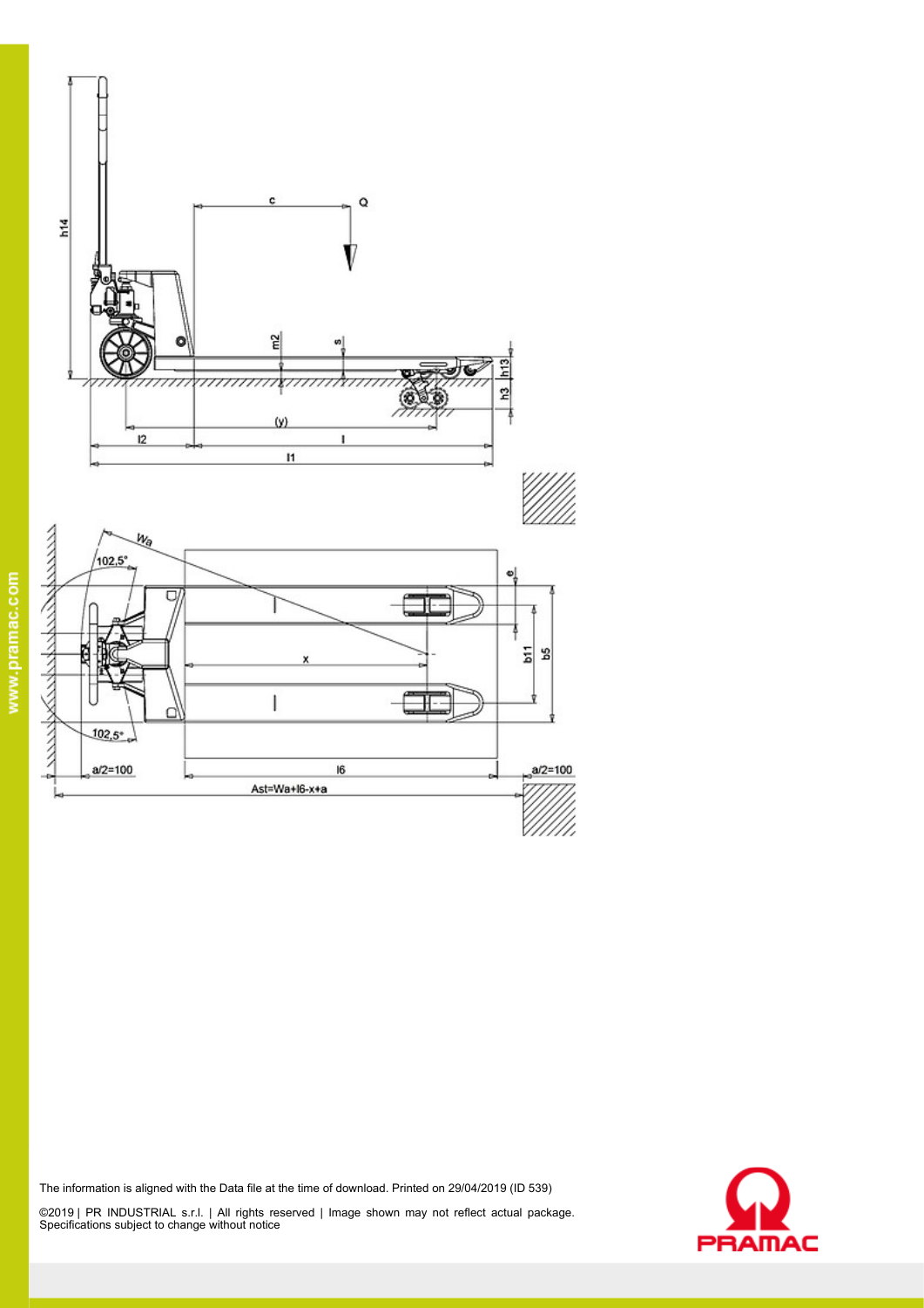h14

c

Q

m2

s

h13

h3

(y)

l2

l

l1

Wa

102,5°

e

x

b11

b5

102,5°

a/2=100

l6

a/2=100

Ast=Wa+l6-x+a

The information is aligned with the Data file at the time of download. Printed on 29/04/2019 (ID 539)

©2019 | PR INDUSTRIAL s.r.l. | All rights reserved | Image shown may not reflect actual package. Specifications subject to change without notice